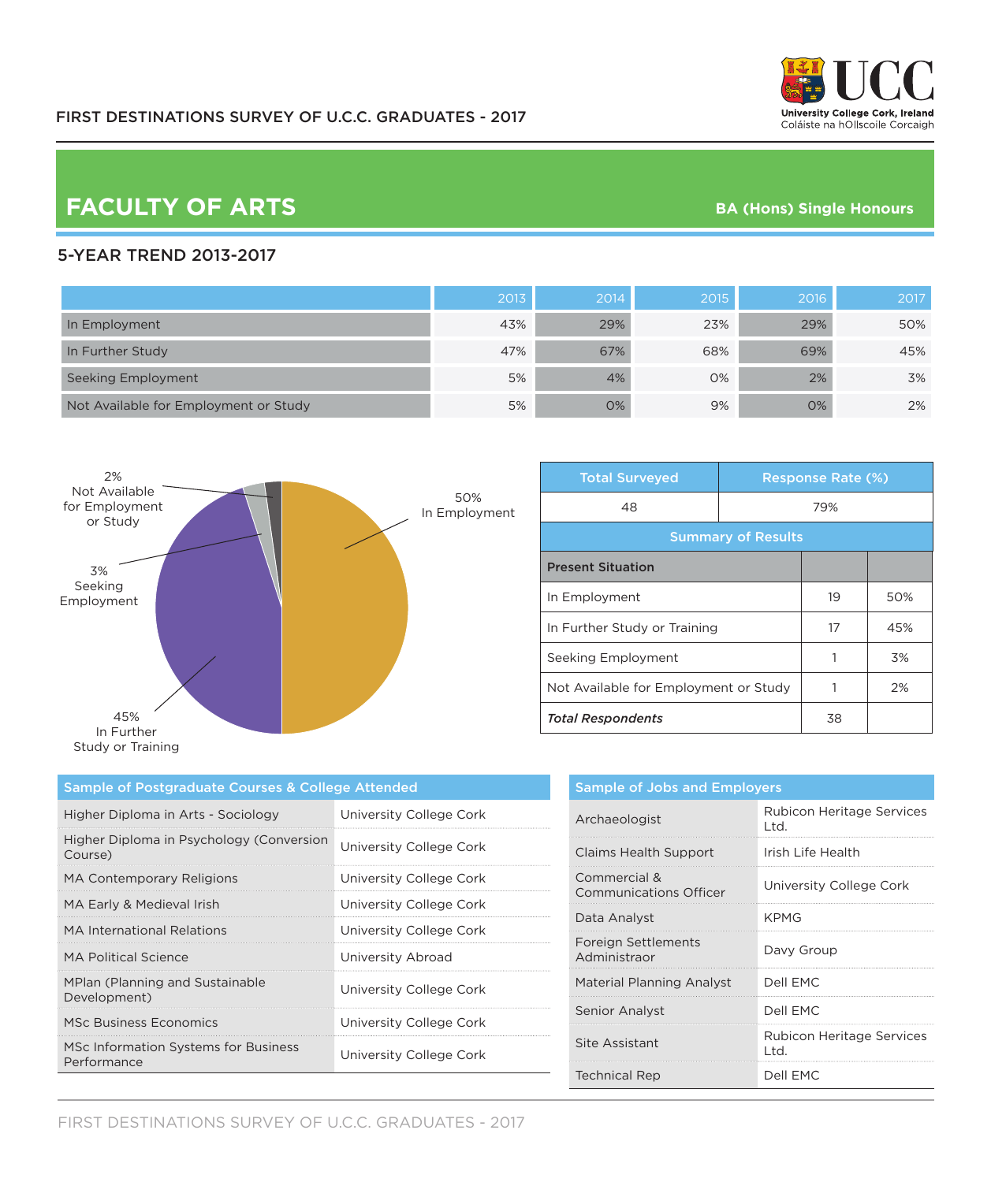FIRST DESTINATIONS SURVEY OF U.C.C. GRADUATES - 2017

# FACULTY OF ARTS

**BA (Hons) Single Honours**

## 5-YEAR TREND 2013-2017

| | 2013 | 2014 | 2015 | 2016 | 2017 |
|---|---|---|---|---|---|
| In Employment | 43% | 29% | 23% | 29% | 50% |
| In Further Study | 47% | 67% | 68% | 69% | 45% |
| Seeking Employment | 5% | 4% | 0% | 2% | 3% |
| Not Available for Employment or Study | 5% | 0% | 9% | 0% | 2% |

2% Not Available for Employment or Study

50% In Employment

3% Seeking Employment

45% In Further Study or Training

| Total Surveyed | Response Rate (%) |
|---|---|
| 48 | 79% |

**Summary of Results**

| Present Situation | | |
|---|---|---|
| In Employment | 19 | 50% |
| In Further Study or Training | 17 | 45% |
| Seeking Employment | 1 | 3% |
| Not Available for Employment or Study | 1 | 2% |
| *Total Respondents* | 38 | |

## Sample of Postgraduate Courses & College Attended

| Course | College |
|---|---|
| Higher Diploma in Arts - Sociology | University College Cork |
| Higher Diploma in Psychology (Conversion Course) | University College Cork |
| MA Contemporary Religions | University College Cork |
| MA Early & Medieval Irish | University College Cork |
| MA International Relations | University College Cork |
| MA Political Science | University Abroad |
| MPlan (Planning and Sustainable Development) | University College Cork |
| MSc Business Economics | University College Cork |
| MSc Information Systems for Business Performance | University College Cork |

## Sample of Jobs and Employers

| Job | Employer |
|---|---|
| Archaeologist | Rubicon Heritage Services Ltd. |
| Claims Health Support | Irish Life Health |
| Commercial & Communications Officer | University College Cork |
| Data Analyst | KPMG |
| Foreign Settlements Administraor | Davy Group |
| Material Planning Analyst | Dell EMC |
| Senior Analyst | Dell EMC |
| Site Assistant | Rubicon Heritage Services Ltd. |
| Technical Rep | Dell EMC |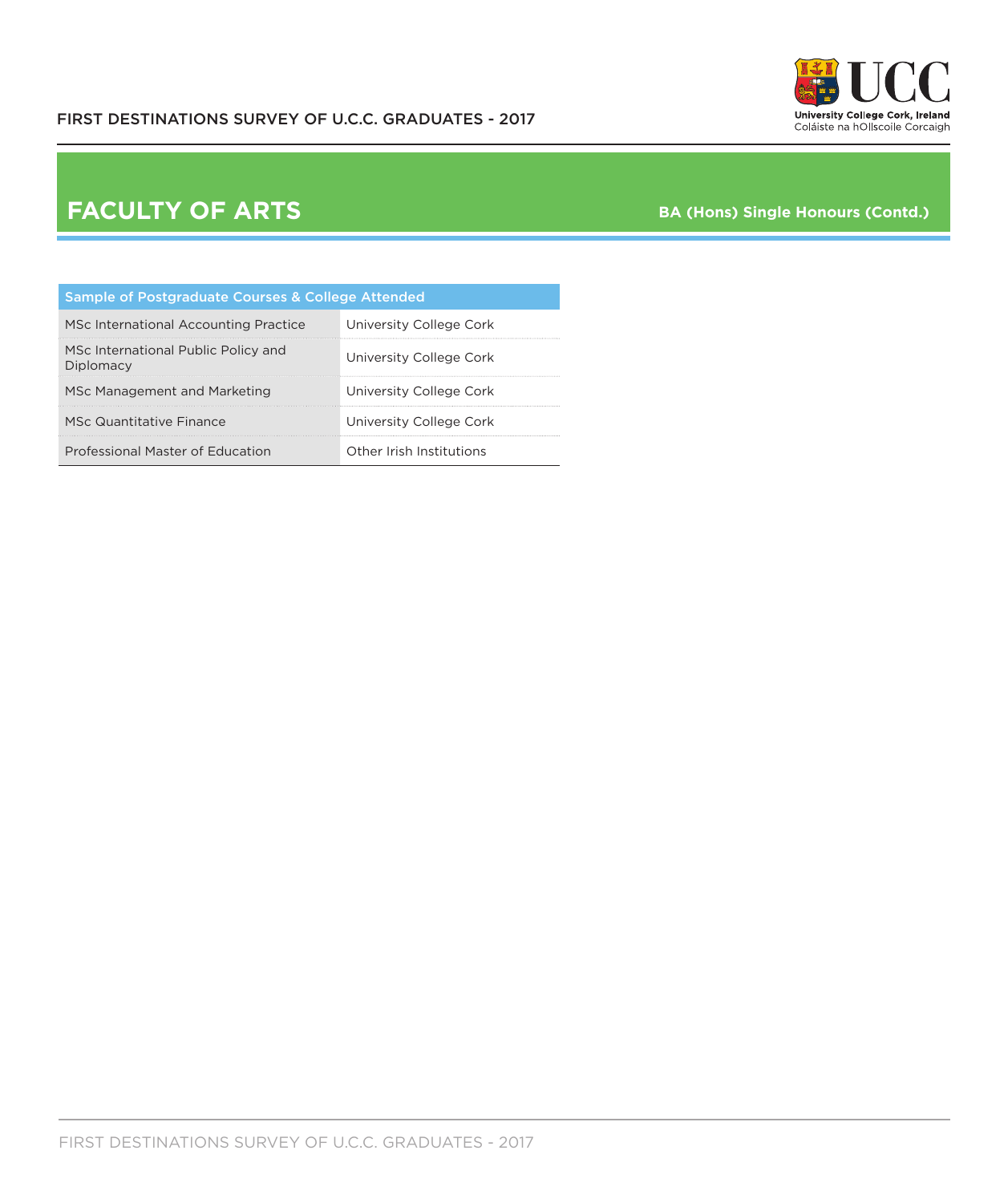# FACULTY OF ARTS

**BA (Hons) Single Honours (Contd.)**

| Sample of Postgraduate Courses & College Attended | |
|---|---|
| MSc International Accounting Practice | University College Cork |
| MSc International Public Policy and Diplomacy | University College Cork |
| MSc Management and Marketing | University College Cork |
| MSc Quantitative Finance | University College Cork |
| Professional Master of Education | Other Irish Institutions |